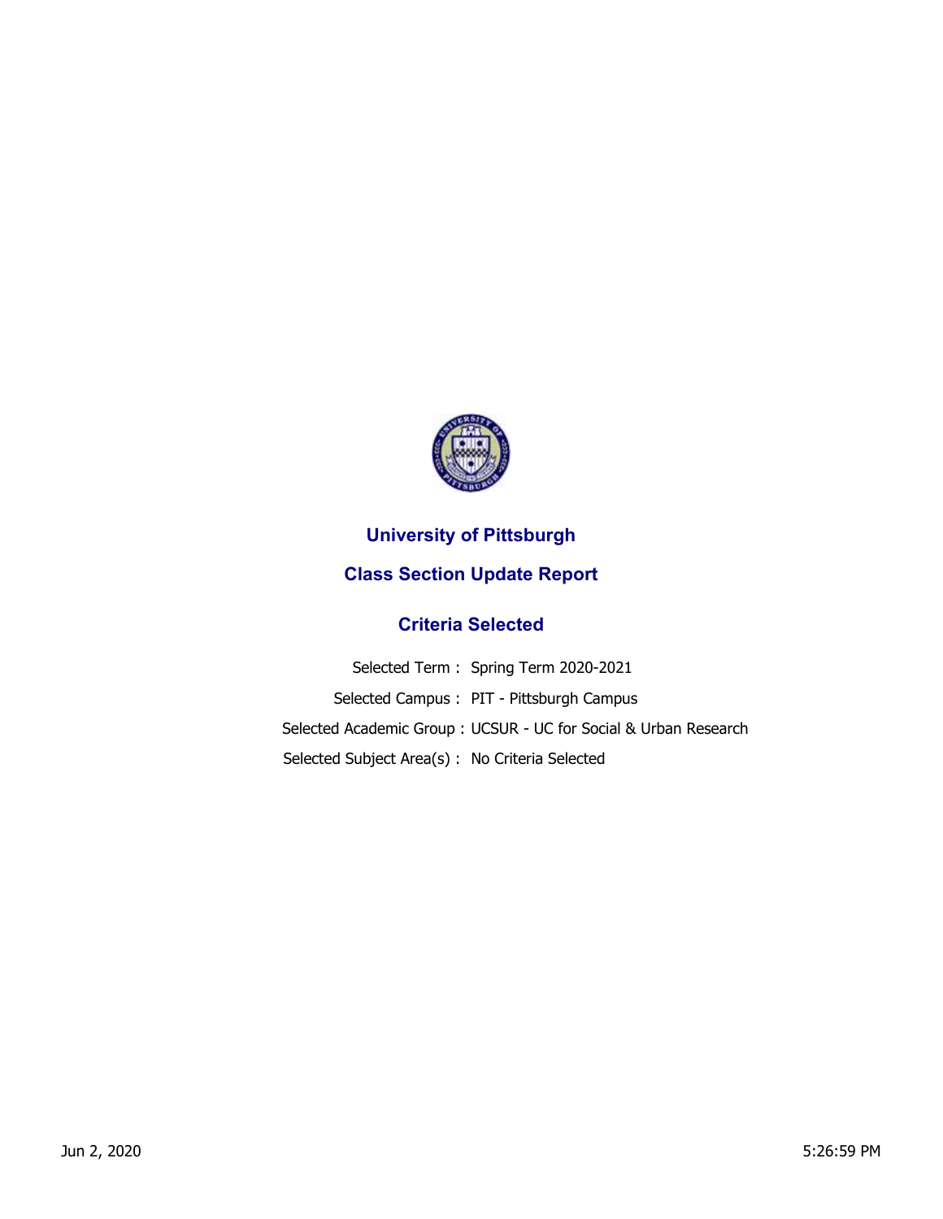# University of Pittsburgh

## Class Section Update Report

### Criteria Selected

| | |
|---|---|
| Selected Term : | Spring Term 2020-2021 |
| Selected Campus : | PIT - Pittsburgh Campus |
| Selected Academic Group : | UCSUR - UC for Social & Urban Research |
| Selected Subject Area(s) : | No Criteria Selected |

Jun 2, 2020 5:26:59 PM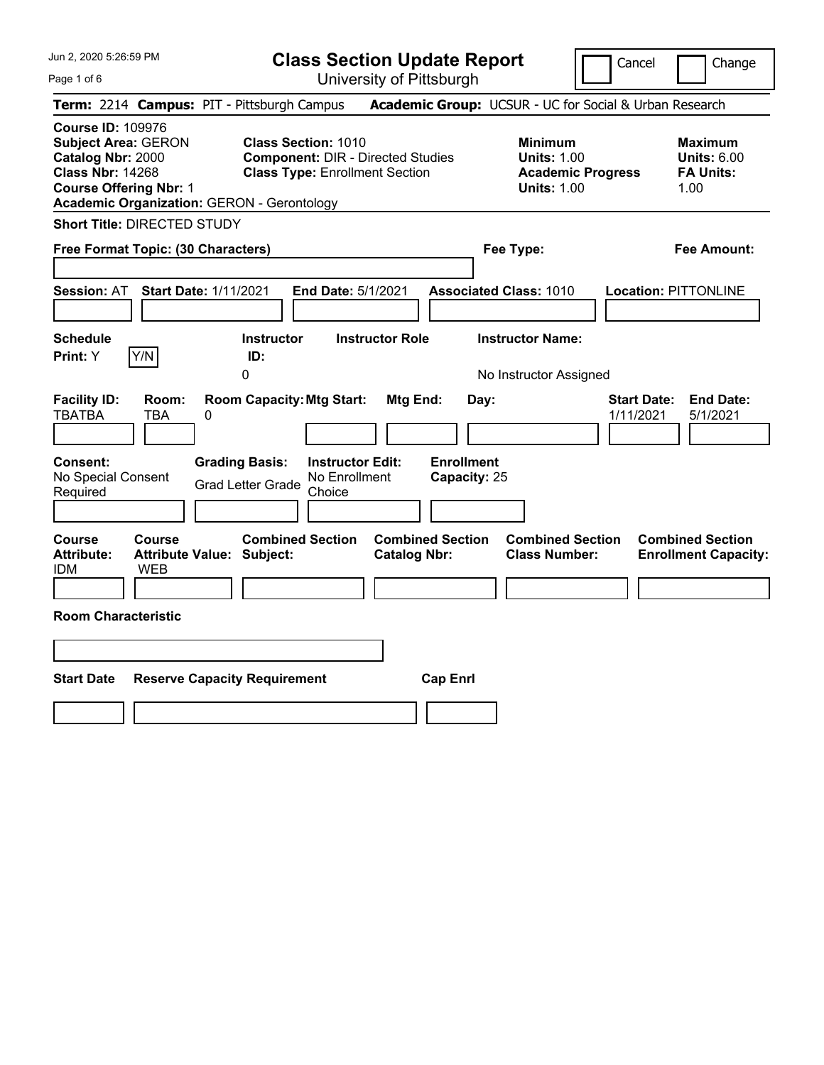Jun 2, 2020 5:26:59 PM

# Class Section Update Report

University of Pittsburgh

Cancel | Change

**Term:** 2214 **Campus:** PIT - Pittsburgh Campus **Academic Group:** UCSUR - UC for Social & Urban Research

**Course ID:** 109976
**Subject Area:** GERON
**Catalog Nbr:** 2000
**Class Nbr:** 14268
**Course Offering Nbr:** 1
**Academic Organization:** GERON - Gerontology

**Class Section:** 1010
**Component:** DIR - Directed Studies
**Class Type:** Enrollment Section

**Minimum Units:** 1.00
**Academic Progress Units:** 1.00

**Maximum Units:** 6.00
**FA Units:** 1.00

**Short Title:** DIRECTED STUDY

**Free Format Topic: (30 Characters)**

**Fee Type:**

**Fee Amount:**

**Session:** AT **Start Date:** 1/11/2021 **End Date:** 5/1/2021 **Associated Class:** 1010 **Location:** PITTONLINE

| Schedule Print: | Instructor ID: | Instructor Role | Instructor Name: |
| --- | --- | --- | --- |
| Y | 0 | | No Instructor Assigned |

| Facility ID: | Room: | Room Capacity: | Mtg Start: | Mtg End: | Day: | Start Date: | End Date: |
| --- | --- | --- | --- | --- | --- | --- | --- |
| TBATBA | TBA | 0 | | | | 1/11/2021 | 5/1/2021 |

| Consent: | Grading Basis: | Instructor Edit: | Enrollment Capacity: |
| --- | --- | --- | --- |
| No Special Consent Required | Grad Letter Grade | No Enrollment Choice | 25 |

| Course Attribute: | Course Attribute Value: | Combined Section Subject: | Combined Section Catalog Nbr: | Combined Section Class Number: | Combined Section Enrollment Capacity: |
| --- | --- | --- | --- | --- | --- |
| IDM | WEB | | | | |

**Room Characteristic**

| Start Date | Reserve Capacity Requirement | Cap Enrl |
| --- | --- | --- |
| | | |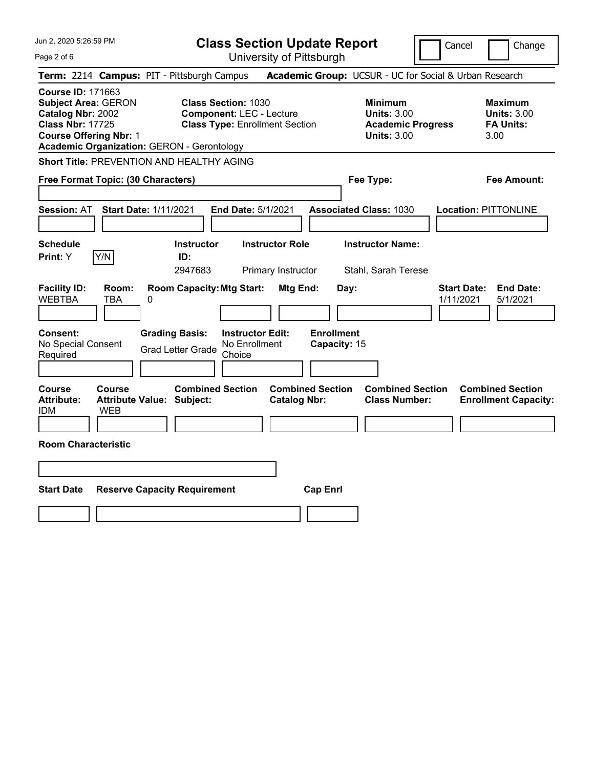Jun 2, 2020 5:26:59 PM

# Class Section Update Report

University of Pittsburgh

Cancel | Change

**Term:** 2214 **Campus:** PIT - Pittsburgh Campus **Academic Group:** UCSUR - UC for Social & Urban Research

**Course ID:** 171663
**Subject Area:** GERON
**Catalog Nbr:** 2002
**Class Nbr:** 17725
**Course Offering Nbr:** 1
**Academic Organization:** GERON - Gerontology

**Class Section:** 1030
**Component:** LEC - Lecture
**Class Type:** Enrollment Section

**Minimum Units:** 3.00
**Academic Progress Units:** 3.00

**Maximum Units:** 3.00
**FA Units:** 3.00

**Short Title:** PREVENTION AND HEALTHY AGING

**Free Format Topic: (30 Characters)**

**Fee Type:**

**Fee Amount:**

**Session:** AT **Start Date:** 1/11/2021 **End Date:** 5/1/2021 **Associated Class:** 1030 **Location:** PITTONLINE

| Schedule Print | | Instructor ID | Instructor Role | Instructor Name |
|---|---|---|---|---|
| Y | Y/N | 2947683 | Primary Instructor | Stahl, Sarah Terese |

| Facility ID | Room | Room Capacity | Mtg Start | Mtg End | Day | Start Date | End Date |
|---|---|---|---|---|---|---|---|
| WEBTBA | TBA | 0 | | | | 1/11/2021 | 5/1/2021 |

| Consent | Grading Basis | Instructor Edit | Enrollment Capacity |
|---|---|---|---|
| No Special Consent Required | Grad Letter Grade | No Enrollment Choice | 15 |

| Course Attribute | Course Attribute Value | Combined Section Subject | Combined Section Catalog Nbr | Combined Section Class Number | Combined Section Enrollment Capacity |
|---|---|---|---|---|---|
| IDM | WEB | | | | |

**Room Characteristic**

| Start Date | Reserve Capacity Requirement | Cap Enrl |
|---|---|---|
| | | |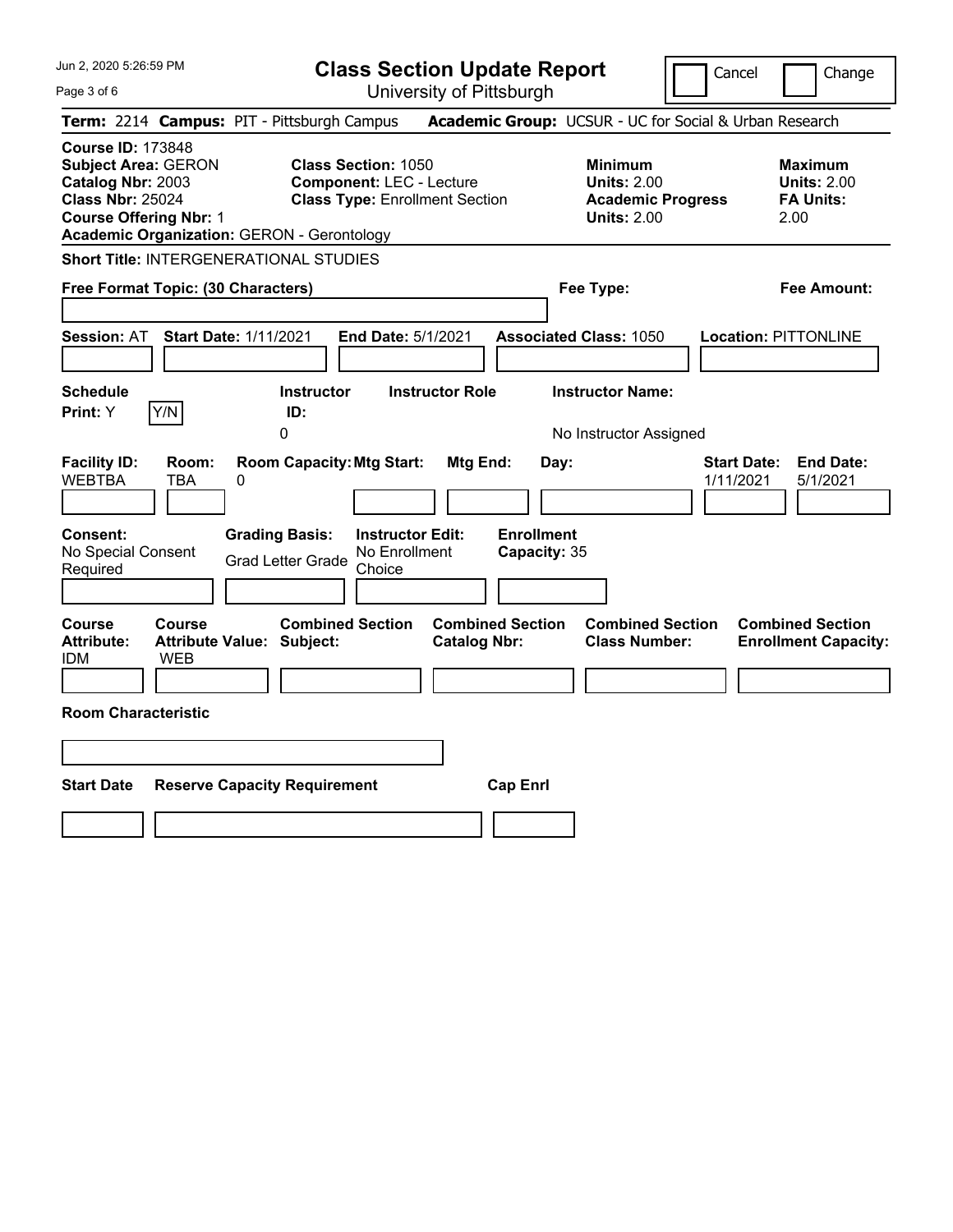Jun 2, 2020 5:26:59 PM

# Class Section Update Report

University of Pittsburgh

Cancel | Change

**Term:** 2214 **Campus:** PIT - Pittsburgh Campus **Academic Group:** UCSUR - UC for Social & Urban Research

**Course ID:** 173848
**Subject Area:** GERON
**Catalog Nbr:** 2003
**Class Nbr:** 25024
**Course Offering Nbr:** 1
**Academic Organization:** GERON - Gerontology

**Class Section:** 1050
**Component:** LEC - Lecture
**Class Type:** Enrollment Section

**Minimum Units:** 2.00
**Academic Progress Units:** 2.00

**Maximum Units:** 2.00
**FA Units:** 2.00

**Short Title:** INTERGENERATIONAL STUDIES

**Free Format Topic: (30 Characters)** | **Fee Type:** | **Fee Amount:**

**Session:** AT **Start Date:** 1/11/2021 **End Date:** 5/1/2021 **Associated Class:** 1050 **Location:** PITTONLINE

| Schedule Print: | Instructor ID: | Instructor Role | Instructor Name: |
|---|---|---|---|
| Y | 0 | | No Instructor Assigned |

| Facility ID: | Room: | Room Capacity: | Mtg Start: | Mtg End: | Day: | Start Date: | End Date: |
|---|---|---|---|---|---|---|---|
| WEBTBA | TBA | 0 | | | | 1/11/2021 | 5/1/2021 |

| Consent: | Grading Basis: | Instructor Edit: | Enrollment Capacity: |
|---|---|---|---|
| No Special Consent Required | Grad Letter Grade | No Enrollment Choice | 35 |

| Course Attribute: | Course Attribute Value: | Combined Section Subject: | Combined Section Catalog Nbr: | Combined Section Class Number: | Combined Section Enrollment Capacity: |
|---|---|---|---|---|---|
| IDM | WEB | | | | |

**Room Characteristic**

| Start Date | Reserve Capacity Requirement | Cap Enrl |
|---|---|---|
| | | |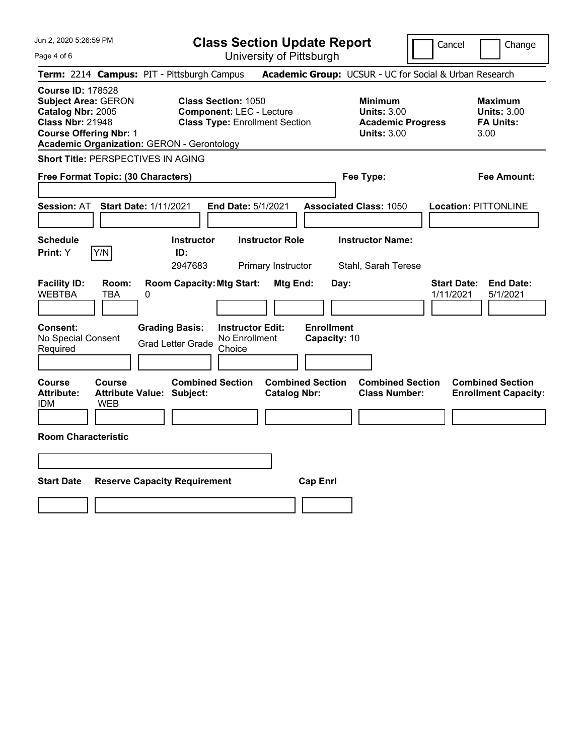# Class Section Update Report

University of Pittsburgh

Jun 2, 2020 5:26:59 PM

Cancel ☐ Change ☐

**Term:** 2214 **Campus:** PIT - Pittsburgh Campus **Academic Group:** UCSUR - UC for Social & Urban Research

**Course ID:** 178528
**Subject Area:** GERON
**Catalog Nbr:** 2005
**Class Nbr:** 21948
**Course Offering Nbr:** 1
**Academic Organization:** GERON - Gerontology

**Class Section:** 1050
**Component:** LEC - Lecture
**Class Type:** Enrollment Section

**Minimum Units:** 3.00
**Academic Progress Units:** 3.00

**Maximum Units:** 3.00
**FA Units:** 3.00

**Short Title:** PERSPECTIVES IN AGING

**Free Format Topic: (30 Characters)**

**Fee Type:**

**Fee Amount:**

**Session:** AT **Start Date:** 1/11/2021 **End Date:** 5/1/2021 **Associated Class:** 1050 **Location:** PITTONLINE

| Schedule Print | Instructor ID | Instructor Role | Instructor Name |
|---|---|---|---|
| Y | 2947683 | Primary Instructor | Stahl, Sarah Terese |

| Facility ID | Room | Room Capacity | Mtg Start | Mtg End | Day | Start Date | End Date |
|---|---|---|---|---|---|---|---|
| WEBTBA | TBA | 0 | | | | 1/11/2021 | 5/1/2021 |

| Consent | Grading Basis | Instructor Edit | Enrollment Capacity |
|---|---|---|---|
| No Special Consent Required | Grad Letter Grade | No Enrollment Choice | 10 |

| Course Attribute | Course Attribute Value | Combined Section Subject | Combined Section Catalog Nbr | Combined Section Class Number | Combined Section Enrollment Capacity |
|---|---|---|---|---|---|
| IDM | WEB | | | | |

**Room Characteristic**

| Start Date | Reserve Capacity Requirement | Cap Enrl |
|---|---|---|
| | | |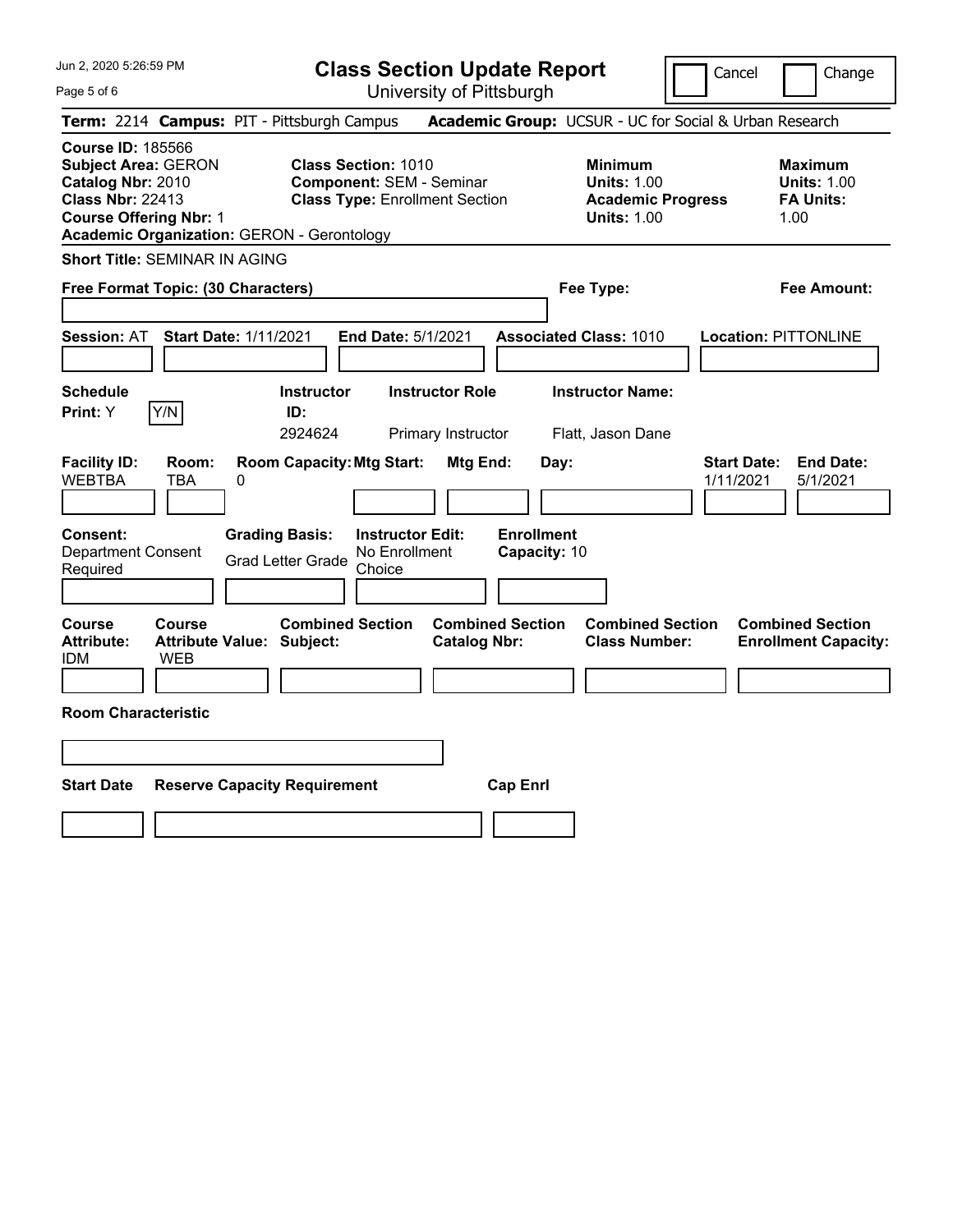Jun 2, 2020 5:26:59 PM

# Class Section Update Report

University of Pittsburgh

Cancel | Change

**Term:** 2214 **Campus:** PIT - Pittsburgh Campus **Academic Group:** UCSUR - UC for Social & Urban Research

**Course ID:** 185566
**Subject Area:** GERON
**Catalog Nbr:** 2010
**Class Nbr:** 22413
**Course Offering Nbr:** 1
**Academic Organization:** GERON - Gerontology

**Class Section:** 1010
**Component:** SEM - Seminar
**Class Type:** Enrollment Section

**Minimum Units:** 1.00
**Academic Progress Units:** 1.00

**Maximum Units:** 1.00
**FA Units:** 1.00

**Short Title:** SEMINAR IN AGING

**Free Format Topic: (30 Characters)**

**Fee Type:**

**Fee Amount:**

**Session:** AT **Start Date:** 1/11/2021 **End Date:** 5/1/2021 **Associated Class:** 1010 **Location:** PITTONLINE

| Schedule Print: | Instructor ID: | Instructor Role | Instructor Name: |
|---|---|---|---|
| Y (Y/N) | 2924624 | Primary Instructor | Flatt, Jason Dane |

| Facility ID: | Room: | Room Capacity: | Mtg Start: | Mtg End: | Day: | Start Date: | End Date: |
|---|---|---|---|---|---|---|---|
| WEBTBA | TBA | 0 | | | | 1/11/2021 | 5/1/2021 |

| Consent: | Grading Basis: | Instructor Edit: | Enrollment Capacity: |
|---|---|---|---|
| Department Consent Required | Grad Letter Grade | No Enrollment Choice | 10 |

| Course Attribute: | Course Attribute Value: | Combined Section Subject: | Combined Section Catalog Nbr: | Combined Section Class Number: | Combined Section Enrollment Capacity: |
|---|---|---|---|---|---|
| IDM | WEB | | | | |

**Room Characteristic**

| Start Date | Reserve Capacity Requirement | Cap Enrl |
|---|---|---|
| | | |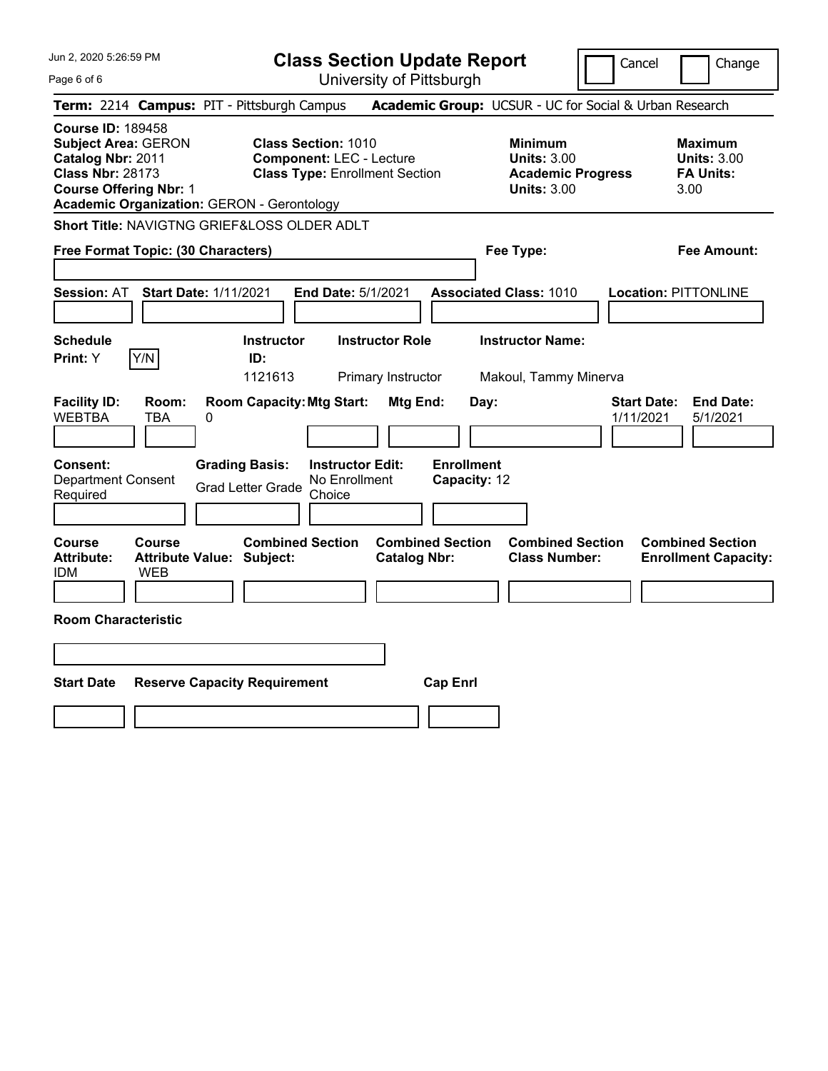# Class Section Update Report

University of Pittsburgh

Cancel | Change

**Term:** 2214 **Campus:** PIT - Pittsburgh Campus **Academic Group:** UCSUR - UC for Social & Urban Research

**Course ID:** 189458
**Subject Area:** GERON
**Catalog Nbr:** 2011
**Class Nbr:** 28173
**Course Offering Nbr:** 1
**Academic Organization:** GERON - Gerontology

**Class Section:** 1010
**Component:** LEC - Lecture
**Class Type:** Enrollment Section

**Minimum Units:** 3.00
**Academic Progress Units:** 3.00

**Maximum Units:** 3.00
**FA Units:** 3.00

**Short Title:** NAVIGTNG GRIEF&LOSS OLDER ADLT

**Free Format Topic: (30 Characters)**

**Fee Type:**

**Fee Amount:**

**Session:** AT **Start Date:** 1/11/2021 **End Date:** 5/1/2021 **Associated Class:** 1010 **Location:** PITTONLINE

| Schedule Print | Instructor ID | Instructor Role | Instructor Name |
|---|---|---|---|
| Y | 1121613 | Primary Instructor | Makoul, Tammy Minerva |

| Facility ID | Room | Room Capacity | Mtg Start | Mtg End | Day | Start Date | End Date |
|---|---|---|---|---|---|---|---|
| WEBTBA | TBA | 0 | | | | 1/11/2021 | 5/1/2021 |

**Consent:** Department Consent Required
**Grading Basis:** Grad Letter Grade
**Instructor Edit:** No Enrollment Choice
**Enrollment Capacity:** 12

| Course Attribute | Course Attribute Value | Combined Section Subject | Combined Section Catalog Nbr | Combined Section Class Number | Combined Section Enrollment Capacity |
|---|---|---|---|---|---|
| IDM | WEB | | | | |

**Room Characteristic**

| Start Date | Reserve Capacity Requirement | Cap Enrl |
|---|---|---|
| | | |